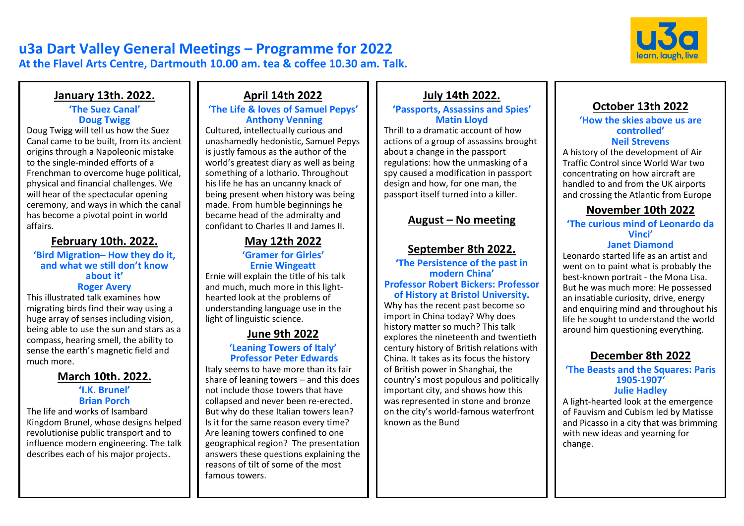# u3a Dart Valley General Meetings – Programme for 2022

**At the Flavel Arts Centre, Dartmouth 10.00 am. tea & coffee 10.30 am. Talk.**

## January 13th. 2022.

**'The Suez Canal'**
**Doug Twigg**

Doug Twigg will tell us how the Suez Canal came to be built, from its ancient origins through a Napoleonic mistake to the single-minded efforts of a Frenchman to overcome huge political, physical and financial challenges. We will hear of the spectacular opening ceremony, and ways in which the canal has become a pivotal point in world affairs.

## February 10th. 2022.

**'Bird Migration– How they do it, and what we still don't know about it'**
**Roger Avery**

This illustrated talk examines how migrating birds find their way using a huge array of senses including vision, being able to use the sun and stars as a compass, hearing smell, the ability to sense the earth's magnetic field and much more.

## March 10th. 2022.

**'I.K. Brunel'**
**Brian Porch**

The life and works of Isambard Kingdom Brunel, whose designs helped revolutionise public transport and to influence modern engineering. The talk describes each of his major projects.

## April 14th 2022

**'The Life & loves of Samuel Pepys'**
**Anthony Venning**

Cultured, intellectually curious and unashamedly hedonistic, Samuel Pepys is justly famous as the author of the world's greatest diary as well as being something of a lothario. Throughout his life he has an uncanny knack of being present when history was being made. From humble beginnings he became head of the admiralty and confidant to Charles II and James II.

## May 12th 2022

**'Gramer for Girles'**
**Ernie Wingeatt**

Ernie will explain the title of his talk and much, much more in this light-hearted look at the problems of understanding language use in the light of linguistic science.

## June 9th 2022

**'Leaning Towers of Italy'**
**Professor Peter Edwards**

Italy seems to have more than its fair share of leaning towers – and this does not include those towers that have collapsed and never been re-erected. But why do these Italian towers lean? Is it for the same reason every time? Are leaning towers confined to one geographical region? The presentation answers these questions explaining the reasons of tilt of some of the most famous towers.

## July 14th 2022.

**'Passports, Assassins and Spies'**
**Matin Lloyd**

Thrill to a dramatic account of how actions of a group of assassins brought about a change in the passport regulations: how the unmasking of a spy caused a modification in passport design and how, for one man, the passport itself turned into a killer.

## August – No meeting

## September 8th 2022.

**'The Persistence of the past in modern China'**
**Professor Robert Bickers: Professor of History at Bristol University.**

Why has the recent past become so import in China today? Why does history matter so much? This talk explores the nineteenth and twentieth century history of British relations with China. It takes as its focus the history of British power in Shanghai, the country's most populous and politically important city, and shows how this was represented in stone and bronze on the city's world-famous waterfront known as the Bund

## October 13th 2022

**'How the skies above us are controlled'**
**Neil Strevens**

A history of the development of Air Traffic Control since World War two concentrating on how aircraft are handled to and from the UK airports and crossing the Atlantic from Europe

## November 10th 2022

**'The curious mind of Leonardo da Vinci'**
**Janet Diamond**

Leonardo started life as an artist and went on to paint what is probably the best-known portrait - the Mona Lisa. But he was much more: He possessed an insatiable curiosity, drive, energy and enquiring mind and throughout his life he sought to understand the world around him questioning everything.

## December 8th 2022

**'The Beasts and the Squares: Paris 1905-1907'**
**Julie Hadley**

A light-hearted look at the emergence of Fauvism and Cubism led by Matisse and Picasso in a city that was brimming with new ideas and yearning for change.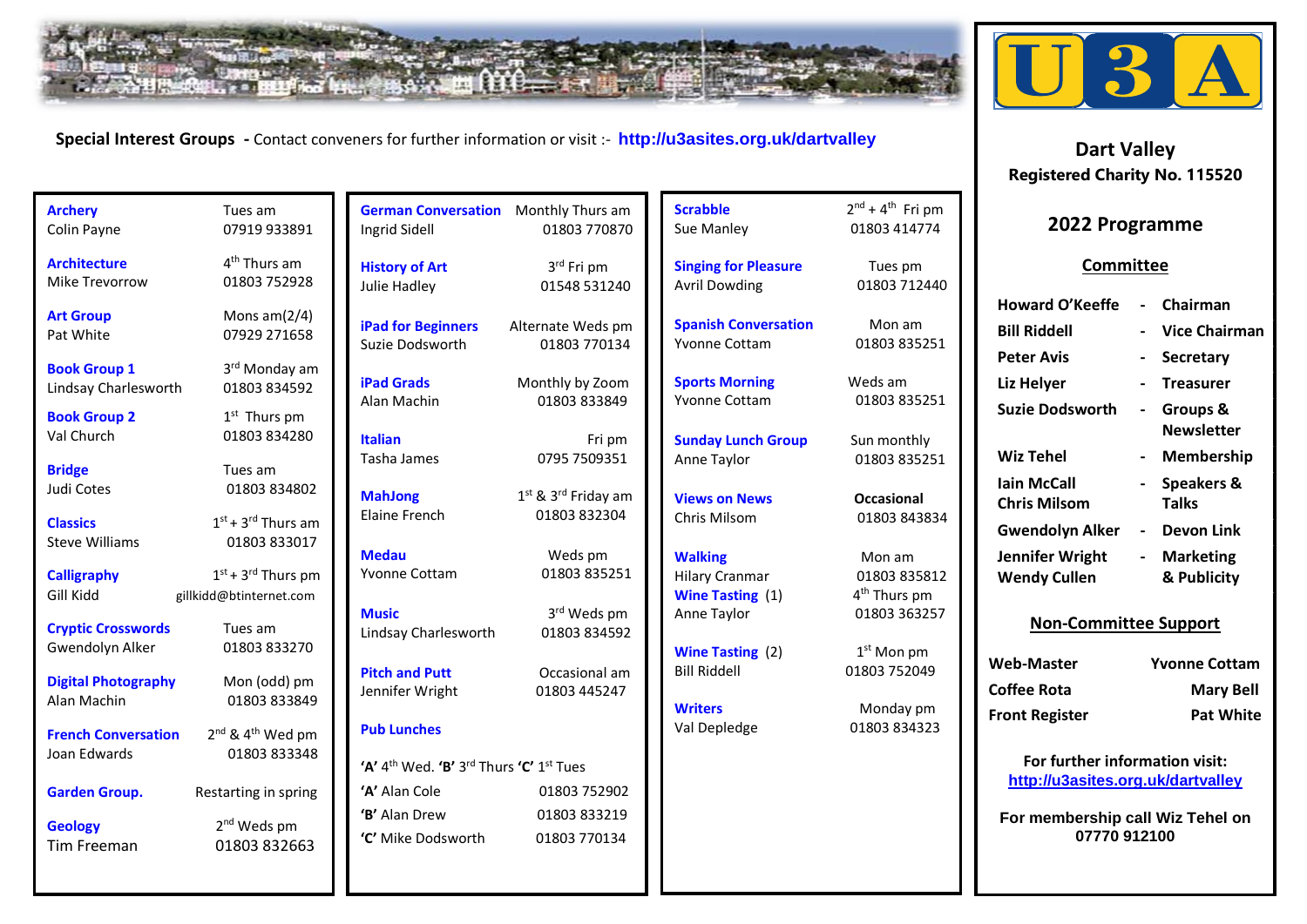**Special Interest Groups** - Contact conveners for further information or visit :- **http://u3asites.org.uk/dartvalley**

| | | |
|---|---|---|
| **Archery** | Colin Payne | Tues am 07919 933891 |
| **Architecture** | Mike Trevorrow | 4th Thurs am 01803 752928 |
| **Art Group** | Pat White | Mons am(2/4) 07929 271658 |
| **Book Group 1** | Lindsay Charlesworth | 3rd Monday am 01803 834592 |
| **Book Group 2** | Val Church | 1st Thurs pm 01803 834280 |
| **Bridge** | Judi Cotes | Tues am 01803 834802 |
| **Classics** | Steve Williams | 1st + 3rd Thurs am 01803 833017 |
| **Calligraphy** | Gill Kidd | 1st + 3rd Thurs pm gillkidd@btinternet.com |
| **Cryptic Crosswords** | Gwendolyn Alker | Tues am 01803 833270 |
| **Digital Photography** | Alan Machin | Mon (odd) pm 01803 833849 |
| **French Conversation** | Joan Edwards | 2nd & 4th Wed pm 01803 833348 |
| **Garden Group.** | | Restarting in spring |
| **Geology** | Tim Freeman | 2nd Weds pm 01803 832663 |
| **German Conversation** | Ingrid Sidell | Monthly Thurs am 01803 770870 |
| **History of Art** | Julie Hadley | 3rd Fri pm 01548 531240 |
| **iPad for Beginners** | Suzie Dodsworth | Alternate Weds pm 01803 770134 |
| **iPad Grads** | Alan Machin | Monthly by Zoom 01803 833849 |
| **Italian** | Tasha James | Fri pm 0795 7509351 |
| **MahJong** | Elaine French | 1st & 3rd Friday am 01803 832304 |
| **Medau** | Yvonne Cottam | Weds pm 01803 835251 |
| **Music** | Lindsay Charlesworth | 3rd Weds pm 01803 834592 |
| **Pitch and Putt** | Jennifer Wright | Occasional am 01803 445247 |
| **Scrabble** | Sue Manley | 2nd + 4th Fri pm 01803 414774 |
| **Singing for Pleasure** | Avril Dowding | Tues pm 01803 712440 |
| **Spanish Conversation** | Yvonne Cottam | Mon am 01803 835251 |
| **Sports Morning** | Yvonne Cottam | Weds am 01803 835251 |
| **Sunday Lunch Group** | Anne Taylor | Sun monthly 01803 835251 |
| **Views on News** | Chris Milsom | **Occasional** 01803 843834 |
| **Walking** | Hilary Cranmar | Mon am 01803 835812 |
| **Wine Tasting** (1) | Anne Taylor | 4th Thurs pm 01803 363257 |
| **Wine Tasting** (2) | Bill Riddell | 1st Mon pm 01803 752049 |
| **Writers** | Val Depledge | Monday pm 01803 834323 |

**Pub Lunches**

**'A'** 4th Wed. **'B'** 3rd Thurs **'C'** 1st Tues

| | |
|---|---|
| **'A'** Alan Cole | 01803 752902 |
| **'B'** Alan Drew | 01803 833219 |
| **'C'** Mike Dodsworth | 01803 770134 |

# U3A

## Dart Valley

**Registered Charity No. 115520**

## 2022 Programme

### Committee

| | |
|---|---|
| **Howard O'Keeffe** | **Chairman** |
| **Bill Riddell** | **Vice Chairman** |
| **Peter Avis** | **Secretary** |
| **Liz Helyer** | **Treasurer** |
| **Suzie Dodsworth** | **Groups & Newsletter** |
| **Wiz Tehel** | **Membership** |
| **Iain McCall, Chris Milsom** | **Speakers & Talks** |
| **Gwendolyn Alker** | **Devon Link** |
| **Jennifer Wright, Wendy Cullen** | **Marketing & Publicity** |

### Non-Committee Support

| | |
|---|---|
| **Web-Master** | **Yvonne Cottam** |
| **Coffee Rota** | **Mary Bell** |
| **Front Register** | **Pat White** |

**For further information visit:**
**http://u3asites.org.uk/dartvalley**

**For membership call Wiz Tehel on 07770 912100**